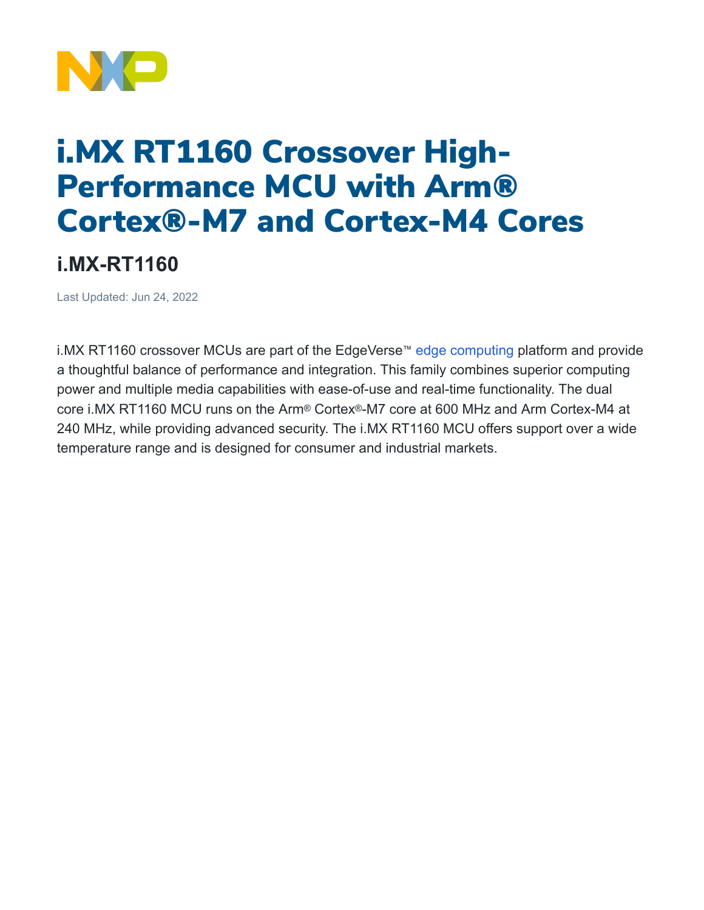# i.MX RT1160 Crossover High-Performance MCU with Arm® Cortex®-M7 and Cortex-M4 Cores

## i.MX-RT1160

Last Updated: Jun 24, 2022

i.MX RT1160 crossover MCUs are part of the EdgeVerse™ edge computing platform and provide a thoughtful balance of performance and integration. This family combines superior computing power and multiple media capabilities with ease-of-use and real-time functionality. The dual core i.MX RT1160 MCU runs on the Arm® Cortex®-M7 core at 600 MHz and Arm Cortex-M4 at 240 MHz, while providing advanced security. The i.MX RT1160 MCU offers support over a wide temperature range and is designed for consumer and industrial markets.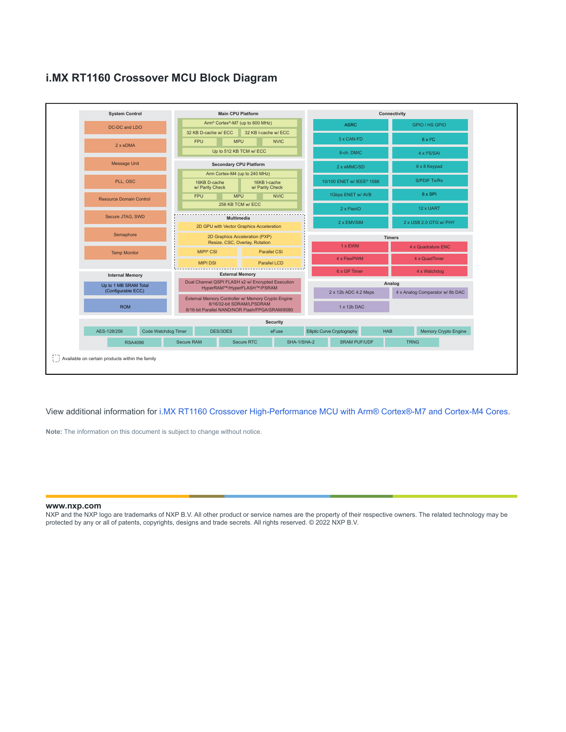## i.MX RT1160 Crossover MCU Block Diagram

**System Control**

- DC-DC and LDO
- 2 x eDMA
- Message Unit
- PLL, OSC
- Resource Domain Control
- Secure JTAG, SWD
- Semaphore
- Temp Monitor

**Main CPU Platform**

- Arm® Cortex®-M7 (up to 600 MHz)
- 32 KB D-cache w/ ECC
- 32 KB I-cache w/ ECC
- FPU
- MPU
- NVIC
- Up to 512 KB TCM w/ ECC

**Secondary CPU Platform**

- Arm Cortex-M4 (up to 240 MHz)
- 16KB D-cache w/ Parity Check
- 16KB I-cache w/ Parity Check
- FPU
- MPU
- NVIC
- 256 KB TCM w/ ECC

**Multimedia**

- 2D GPU with Vector Graphics Acceleration
- 2D Graphics Acceleration (PXP) Resize, CSC, Overlay, Rotation
- MIPI® CSI
- Parallel CSI
- MIPI DSI
- Parallel LCD

**Connectivity**

- ASRC
- GPIO / HS GPIO
- 3 x CAN-FD
- 6 x I²C
- 8-ch. DMIC
- 4 x I²S/SAI
- 2 x eMMC/SD
- 8 x 8 Keypad
- 10/100 ENET w/ IEEE® 1588
- S/PDIF Tx/Rx
- 1Gbps ENET w/ AVB
- 6 x SPI
- 2 x FlexIO
- 12 x UART
- 2 x EMVSIM
- 2 x USB 2.0 OTG w/ PHY

**Timers**

- 1 x EWM
- 4 x Quadrature ENC
- 4 x FlexPWM
- 4 x QuadTimer
- 6 x GP Timer
- 4 x Watchdog

**Internal Memory**

- Up to 1 MB SRAM Total (Configurable ECC)
- ROM

**External Memory**

- Dual Channel QSPI FLASH x2 w/ Encrypted Execution HyperRAM™/HyperFLASH™/PSRAM
- External Memory Controller w/ Memory Crypto Engine 8/16/32-bit SDRAM/LPSDRAM 8/16-bit Parallel NAND/NOR Flash/FPGA/SRAM/8080

**Analog**

- 2 x 12b ADC 4.2 Msps
- 4 x Analog Comparator w/ 8b DAC
- 1 x 12b DAC

**Security**

- AES-128/256
- Code Watchdog Timer
- DES/3DES
- eFuse
- Elliptic Curve Cryptography
- HAB
- Memory Crypto Engine
- RSA4096
- Secure RAM
- Secure RTC
- SHA-1/SHA-2
- SRAM PUF/UDF
- TRNG

Available on certain products within the family (Multimedia)

View additional information for i.MX RT1160 Crossover High-Performance MCU with Arm® Cortex®-M7 and Cortex-M4 Cores.

**Note:** The information on this document is subject to change without notice.

**www.nxp.com**

NXP and the NXP logo are trademarks of NXP B.V. All other product or service names are the property of their respective owners. The related technology may be protected by any or all of patents, copyrights, designs and trade secrets. All rights reserved. © 2022 NXP B.V.